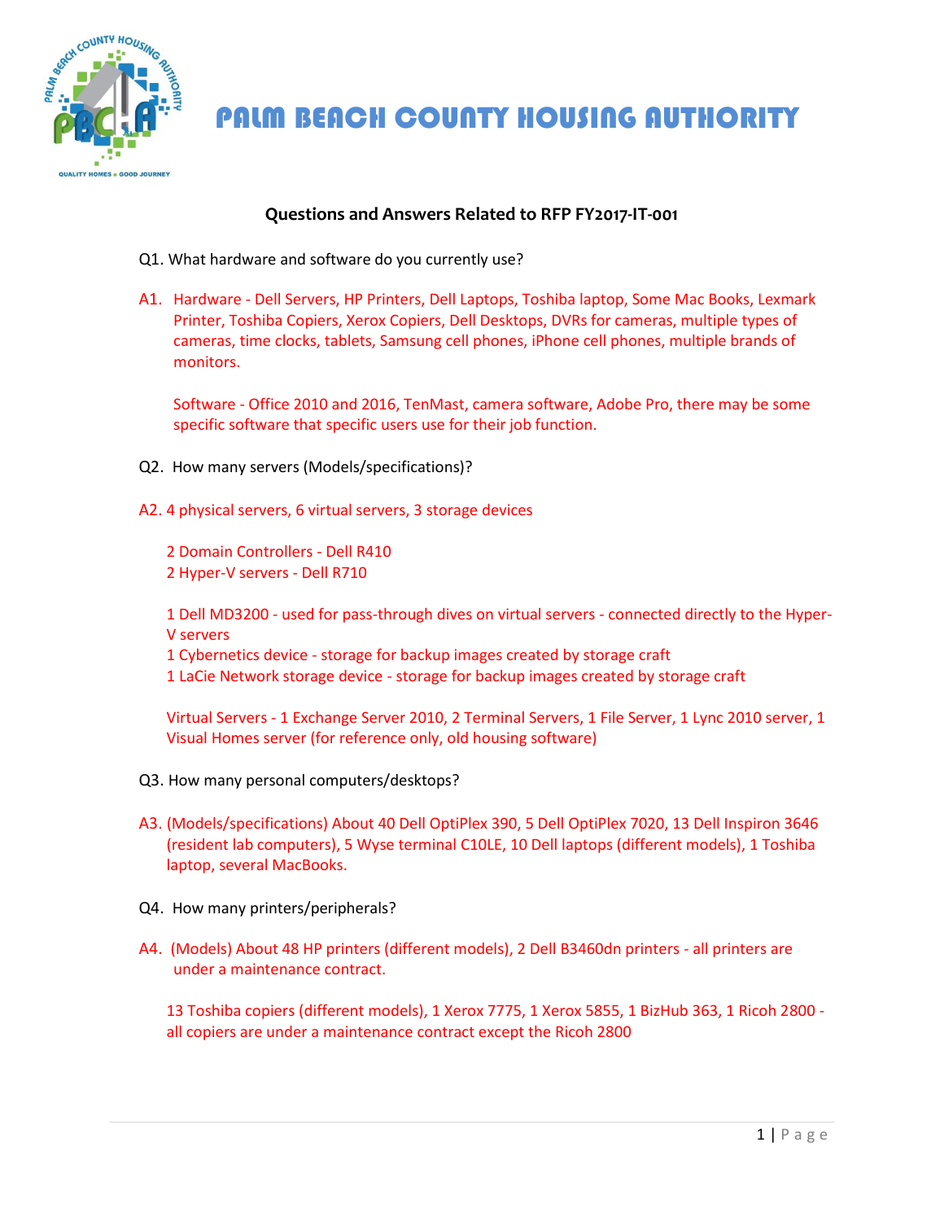# PALM BEACH COUNTY HOUSING AUTHORITY

## Questions and Answers Related to RFP FY2017-IT-001

Q1. What hardware and software do you currently use?

A1. Hardware - Dell Servers, HP Printers, Dell Laptops, Toshiba laptop, Some Mac Books, Lexmark Printer, Toshiba Copiers, Xerox Copiers, Dell Desktops, DVRs for cameras, multiple types of cameras, time clocks, tablets, Samsung cell phones, iPhone cell phones, multiple brands of monitors.

Software - Office 2010 and 2016, TenMast, camera software, Adobe Pro, there may be some specific software that specific users use for their job function.

Q2. How many servers (Models/specifications)?

A2. 4 physical servers, 6 virtual servers, 3 storage devices

2 Domain Controllers - Dell R410
2 Hyper-V servers - Dell R710

1 Dell MD3200 - used for pass-through dives on virtual servers - connected directly to the Hyper-V servers
1 Cybernetics device - storage for backup images created by storage craft
1 LaCie Network storage device - storage for backup images created by storage craft

Virtual Servers - 1 Exchange Server 2010, 2 Terminal Servers, 1 File Server, 1 Lync 2010 server, 1 Visual Homes server (for reference only, old housing software)

Q3. How many personal computers/desktops?

A3. (Models/specifications) About 40 Dell OptiPlex 390, 5 Dell OptiPlex 7020, 13 Dell Inspiron 3646 (resident lab computers), 5 Wyse terminal C10LE, 10 Dell laptops (different models), 1 Toshiba laptop, several MacBooks.

Q4. How many printers/peripherals?

A4. (Models) About 48 HP printers (different models), 2 Dell B3460dn printers - all printers are under a maintenance contract.

13 Toshiba copiers (different models), 1 Xerox 7775, 1 Xerox 5855, 1 BizHub 363, 1 Ricoh 2800 - all copiers are under a maintenance contract except the Ricoh 2800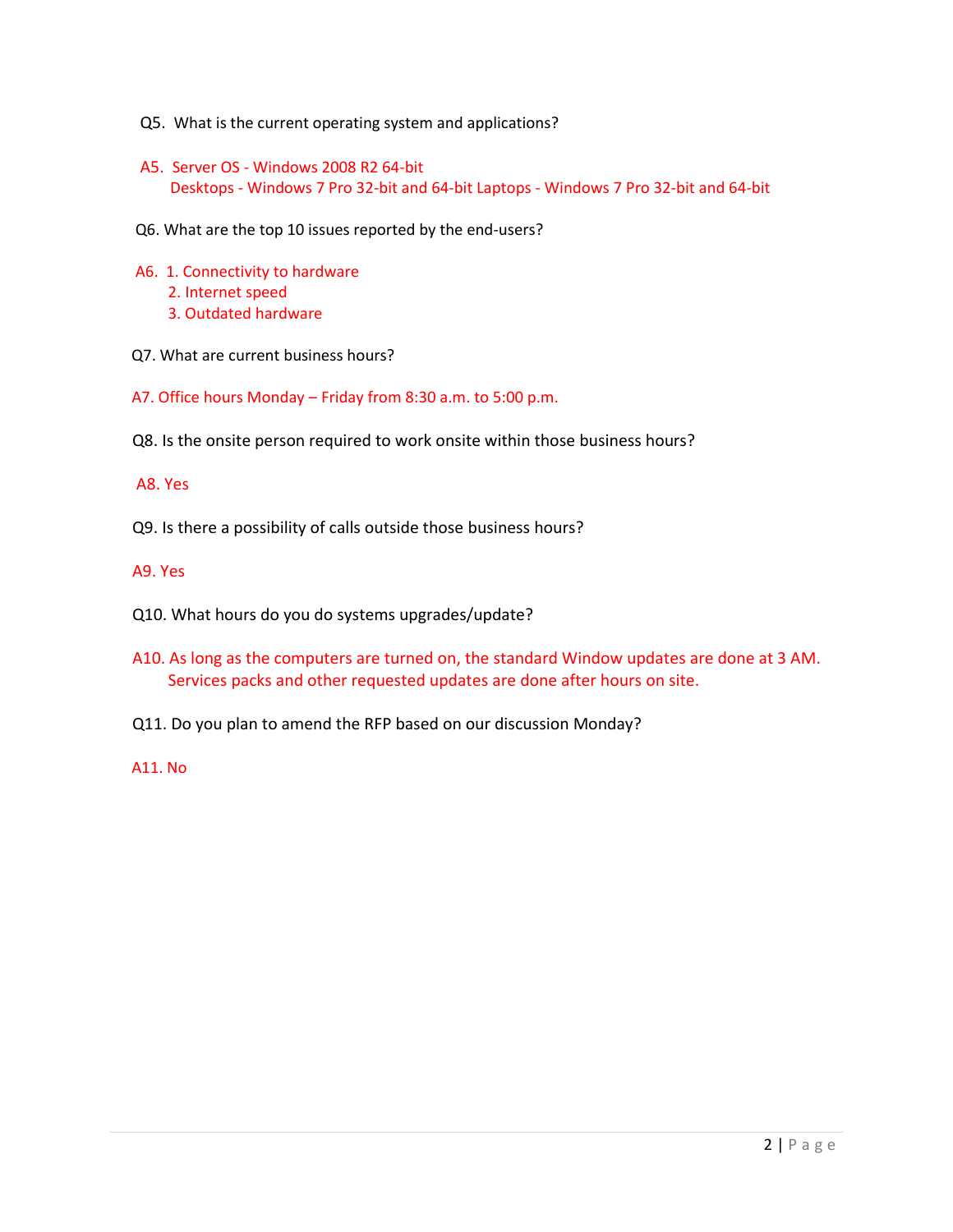Q5. What is the current operating system and applications?

A5. Server OS - Windows 2008 R2 64-bit
Desktops - Windows 7 Pro 32-bit and 64-bit Laptops - Windows 7 Pro 32-bit and 64-bit

Q6. What are the top 10 issues reported by the end-users?

A6.
1. Connectivity to hardware
2. Internet speed
3. Outdated hardware

Q7. What are current business hours?

A7. Office hours Monday – Friday from 8:30 a.m. to 5:00 p.m.

Q8. Is the onsite person required to work onsite within those business hours?

A8. Yes

Q9. Is there a possibility of calls outside those business hours?

A9. Yes

Q10. What hours do you do systems upgrades/update?

A10. As long as the computers are turned on, the standard Window updates are done at 3 AM. Services packs and other requested updates are done after hours on site.

Q11. Do you plan to amend the RFP based on our discussion Monday?

A11. No